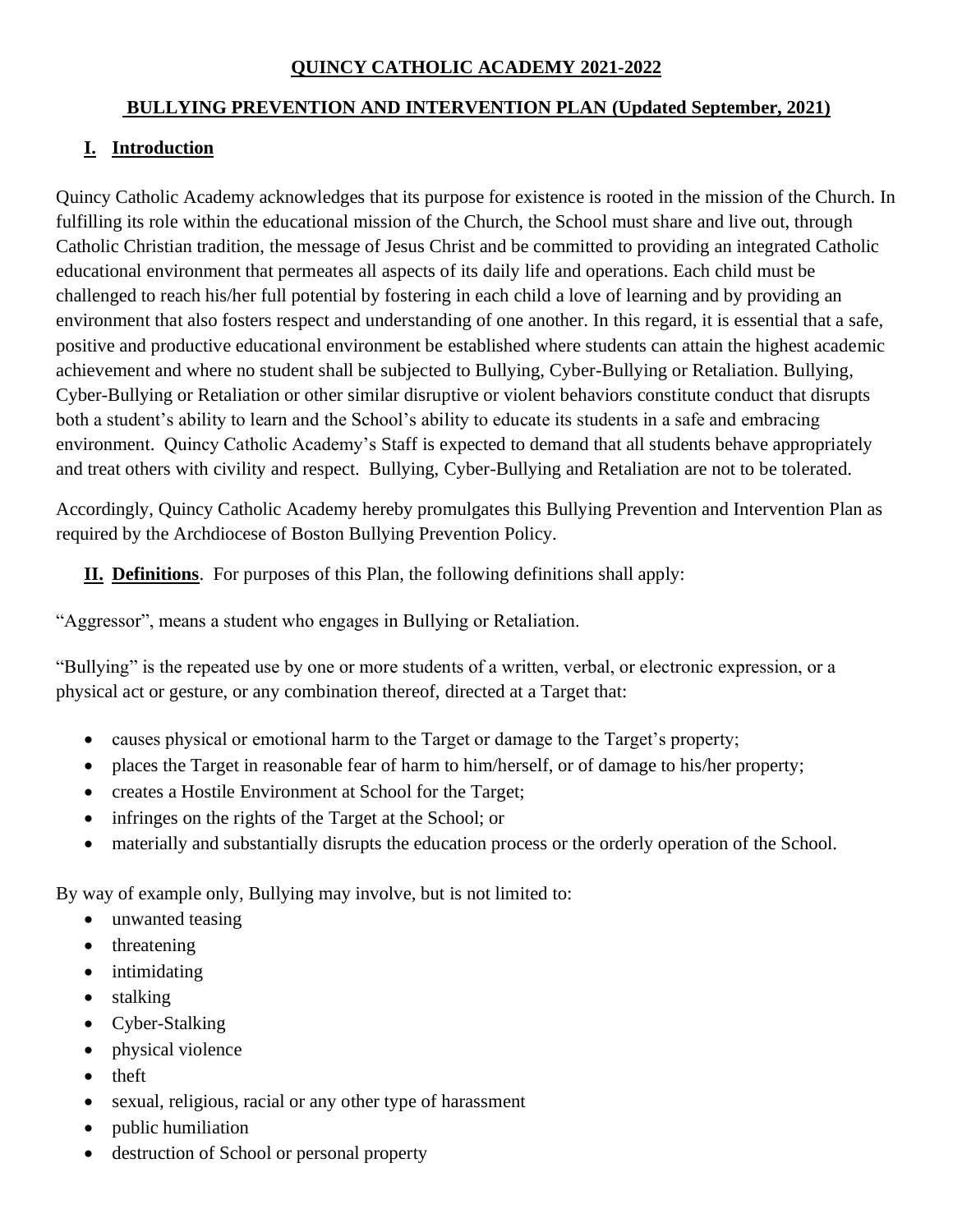# QUINCY CATHOLIC ACADEMY 2021-2022

## BULLYING PREVENTION AND INTERVENTION PLAN (Updated September, 2021)

## I. Introduction

Quincy Catholic Academy acknowledges that its purpose for existence is rooted in the mission of the Church. In fulfilling its role within the educational mission of the Church, the School must share and live out, through Catholic Christian tradition, the message of Jesus Christ and be committed to providing an integrated Catholic educational environment that permeates all aspects of its daily life and operations. Each child must be challenged to reach his/her full potential by fostering in each child a love of learning and by providing an environment that also fosters respect and understanding of one another. In this regard, it is essential that a safe, positive and productive educational environment be established where students can attain the highest academic achievement and where no student shall be subjected to Bullying, Cyber-Bullying or Retaliation. Bullying, Cyber-Bullying or Retaliation or other similar disruptive or violent behaviors constitute conduct that disrupts both a student's ability to learn and the School's ability to educate its students in a safe and embracing environment. Quincy Catholic Academy's Staff is expected to demand that all students behave appropriately and treat others with civility and respect. Bullying, Cyber-Bullying and Retaliation are not to be tolerated.

Accordingly, Quincy Catholic Academy hereby promulgates this Bullying Prevention and Intervention Plan as required by the Archdiocese of Boston Bullying Prevention Policy.

## II. Definitions

For purposes of this Plan, the following definitions shall apply:

"Aggressor", means a student who engages in Bullying or Retaliation.

"Bullying" is the repeated use by one or more students of a written, verbal, or electronic expression, or a physical act or gesture, or any combination thereof, directed at a Target that:

- causes physical or emotional harm to the Target or damage to the Target's property;
- places the Target in reasonable fear of harm to him/herself, or of damage to his/her property;
- creates a Hostile Environment at School for the Target;
- infringes on the rights of the Target at the School; or
- materially and substantially disrupts the education process or the orderly operation of the School.

By way of example only, Bullying may involve, but is not limited to:

- unwanted teasing
- threatening
- intimidating
- stalking
- Cyber-Stalking
- physical violence
- theft
- sexual, religious, racial or any other type of harassment
- public humiliation
- destruction of School or personal property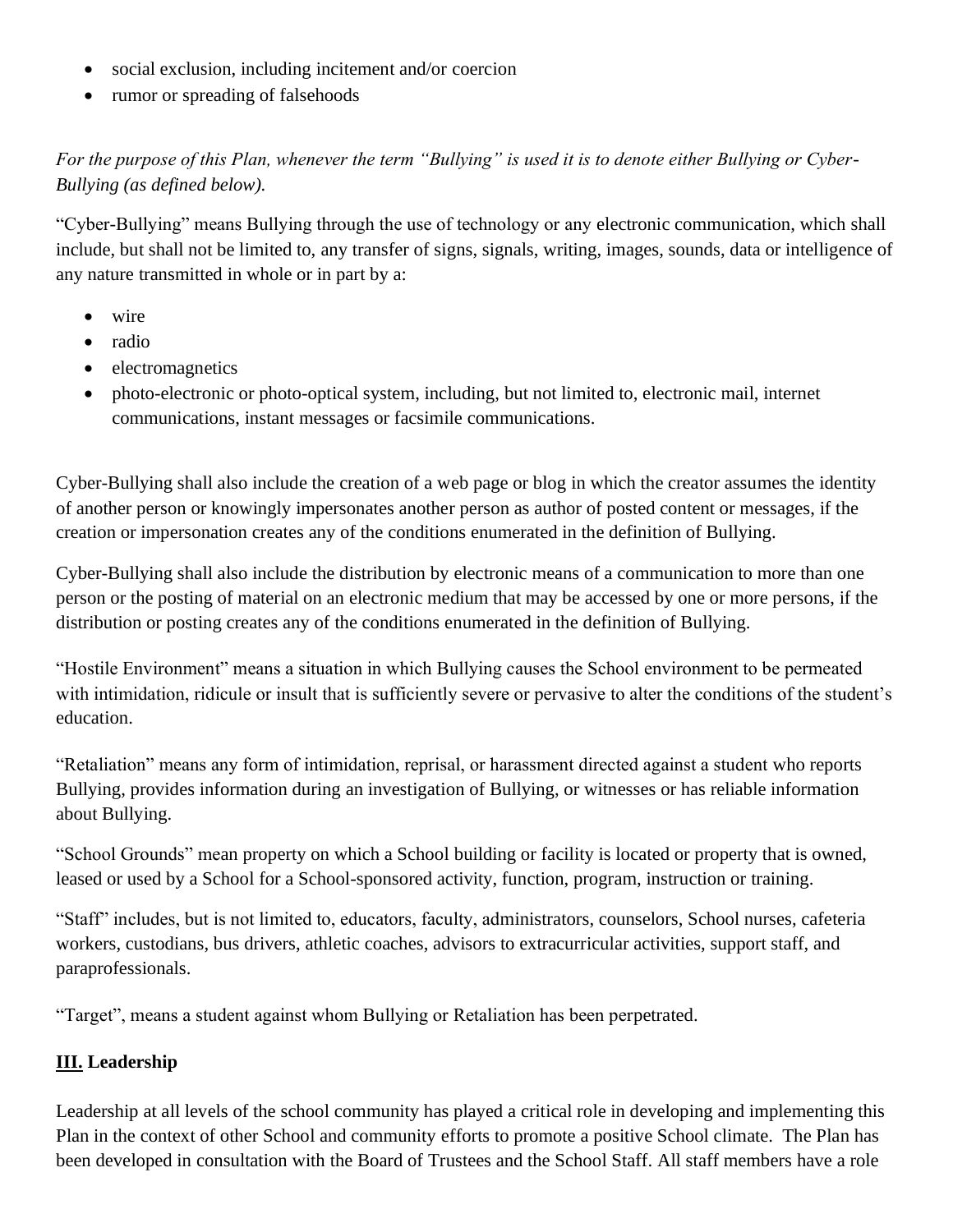- social exclusion, including incitement and/or coercion
- rumor or spreading of falsehoods

*For the purpose of this Plan, whenever the term "Bullying" is used it is to denote either Bullying or Cyber-Bullying (as defined below).*

"Cyber-Bullying" means Bullying through the use of technology or any electronic communication, which shall include, but shall not be limited to, any transfer of signs, signals, writing, images, sounds, data or intelligence of any nature transmitted in whole or in part by a:

- wire
- radio
- electromagnetics
- photo-electronic or photo-optical system, including, but not limited to, electronic mail, internet communications, instant messages or facsimile communications.

Cyber-Bullying shall also include the creation of a web page or blog in which the creator assumes the identity of another person or knowingly impersonates another person as author of posted content or messages, if the creation or impersonation creates any of the conditions enumerated in the definition of Bullying.

Cyber-Bullying shall also include the distribution by electronic means of a communication to more than one person or the posting of material on an electronic medium that may be accessed by one or more persons, if the distribution or posting creates any of the conditions enumerated in the definition of Bullying.

"Hostile Environment" means a situation in which Bullying causes the School environment to be permeated with intimidation, ridicule or insult that is sufficiently severe or pervasive to alter the conditions of the student's education.

"Retaliation" means any form of intimidation, reprisal, or harassment directed against a student who reports Bullying, provides information during an investigation of Bullying, or witnesses or has reliable information about Bullying.

"School Grounds" mean property on which a School building or facility is located or property that is owned, leased or used by a School for a School-sponsored activity, function, program, instruction or training.

"Staff" includes, but is not limited to, educators, faculty, administrators, counselors, School nurses, cafeteria workers, custodians, bus drivers, athletic coaches, advisors to extracurricular activities, support staff, and paraprofessionals.

"Target", means a student against whom Bullying or Retaliation has been perpetrated.

## III. Leadership

Leadership at all levels of the school community has played a critical role in developing and implementing this Plan in the context of other School and community efforts to promote a positive School climate. The Plan has been developed in consultation with the Board of Trustees and the School Staff. All staff members have a role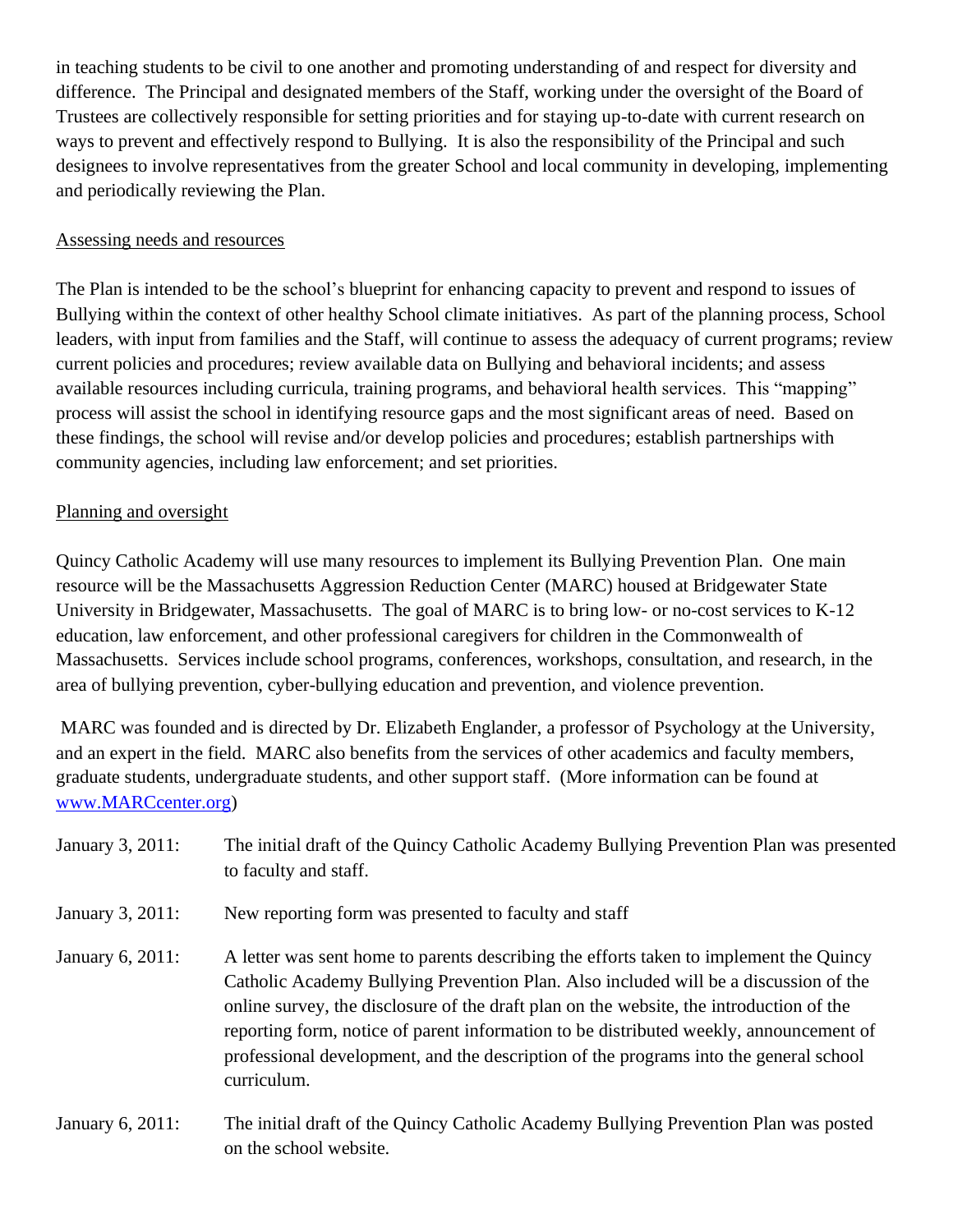in teaching students to be civil to one another and promoting understanding of and respect for diversity and difference. The Principal and designated members of the Staff, working under the oversight of the Board of Trustees are collectively responsible for setting priorities and for staying up-to-date with current research on ways to prevent and effectively respond to Bullying. It is also the responsibility of the Principal and such designees to involve representatives from the greater School and local community in developing, implementing and periodically reviewing the Plan.

<u>Assessing needs and resources</u>

The Plan is intended to be the school's blueprint for enhancing capacity to prevent and respond to issues of Bullying within the context of other healthy School climate initiatives. As part of the planning process, School leaders, with input from families and the Staff, will continue to assess the adequacy of current programs; review current policies and procedures; review available data on Bullying and behavioral incidents; and assess available resources including curricula, training programs, and behavioral health services. This "mapping" process will assist the school in identifying resource gaps and the most significant areas of need. Based on these findings, the school will revise and/or develop policies and procedures; establish partnerships with community agencies, including law enforcement; and set priorities.

<u>Planning and oversight</u>

Quincy Catholic Academy will use many resources to implement its Bullying Prevention Plan. One main resource will be the Massachusetts Aggression Reduction Center (MARC) housed at Bridgewater State University in Bridgewater, Massachusetts. The goal of MARC is to bring low- or no-cost services to K-12 education, law enforcement, and other professional caregivers for children in the Commonwealth of Massachusetts. Services include school programs, conferences, workshops, consultation, and research, in the area of bullying prevention, cyber-bullying education and prevention, and violence prevention.

MARC was founded and is directed by Dr. Elizabeth Englander, a professor of Psychology at the University, and an expert in the field. MARC also benefits from the services of other academics and faculty members, graduate students, undergraduate students, and other support staff. (More information can be found at [www.MARCcenter.org](http://www.MARCcenter.org))

January 3, 2011: The initial draft of the Quincy Catholic Academy Bullying Prevention Plan was presented to faculty and staff.

January 3, 2011: New reporting form was presented to faculty and staff

January 6, 2011: A letter was sent home to parents describing the efforts taken to implement the Quincy Catholic Academy Bullying Prevention Plan. Also included will be a discussion of the online survey, the disclosure of the draft plan on the website, the introduction of the reporting form, notice of parent information to be distributed weekly, announcement of professional development, and the description of the programs into the general school curriculum.

January 6, 2011: The initial draft of the Quincy Catholic Academy Bullying Prevention Plan was posted on the school website.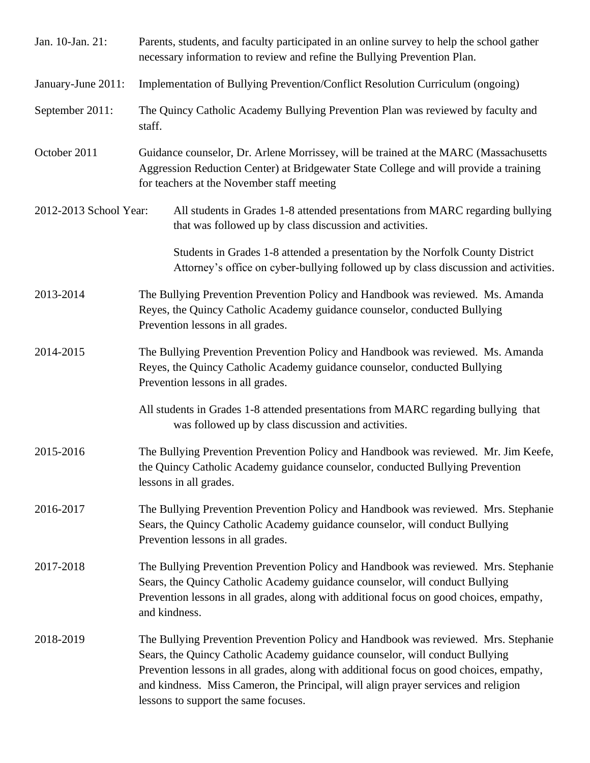**Jan. 10-Jan. 21:** Parents, students, and faculty participated in an online survey to help the school gather necessary information to review and refine the Bullying Prevention Plan.

**January-June 2011:** Implementation of Bullying Prevention/Conflict Resolution Curriculum (ongoing)

**September 2011:** The Quincy Catholic Academy Bullying Prevention Plan was reviewed by faculty and staff.

**October 2011** Guidance counselor, Dr. Arlene Morrissey, will be trained at the MARC (Massachusetts Aggression Reduction Center) at Bridgewater State College and will provide a training for teachers at the November staff meeting

**2012-2013 School Year:** All students in Grades 1-8 attended presentations from MARC regarding bullying that was followed up by class discussion and activities.

Students in Grades 1-8 attended a presentation by the Norfolk County District Attorney's office on cyber-bullying followed up by class discussion and activities.

**2013-2014** The Bullying Prevention Prevention Policy and Handbook was reviewed. Ms. Amanda Reyes, the Quincy Catholic Academy guidance counselor, conducted Bullying Prevention lessons in all grades.

**2014-2015** The Bullying Prevention Prevention Policy and Handbook was reviewed. Ms. Amanda Reyes, the Quincy Catholic Academy guidance counselor, conducted Bullying Prevention lessons in all grades.

All students in Grades 1-8 attended presentations from MARC regarding bullying that was followed up by class discussion and activities.

**2015-2016** The Bullying Prevention Prevention Policy and Handbook was reviewed. Mr. Jim Keefe, the Quincy Catholic Academy guidance counselor, conducted Bullying Prevention lessons in all grades.

**2016-2017** The Bullying Prevention Prevention Policy and Handbook was reviewed. Mrs. Stephanie Sears, the Quincy Catholic Academy guidance counselor, will conduct Bullying Prevention lessons in all grades.

**2017-2018** The Bullying Prevention Prevention Policy and Handbook was reviewed. Mrs. Stephanie Sears, the Quincy Catholic Academy guidance counselor, will conduct Bullying Prevention lessons in all grades, along with additional focus on good choices, empathy, and kindness.

**2018-2019** The Bullying Prevention Prevention Policy and Handbook was reviewed. Mrs. Stephanie Sears, the Quincy Catholic Academy guidance counselor, will conduct Bullying Prevention lessons in all grades, along with additional focus on good choices, empathy, and kindness. Miss Cameron, the Principal, will align prayer services and religion lessons to support the same focuses.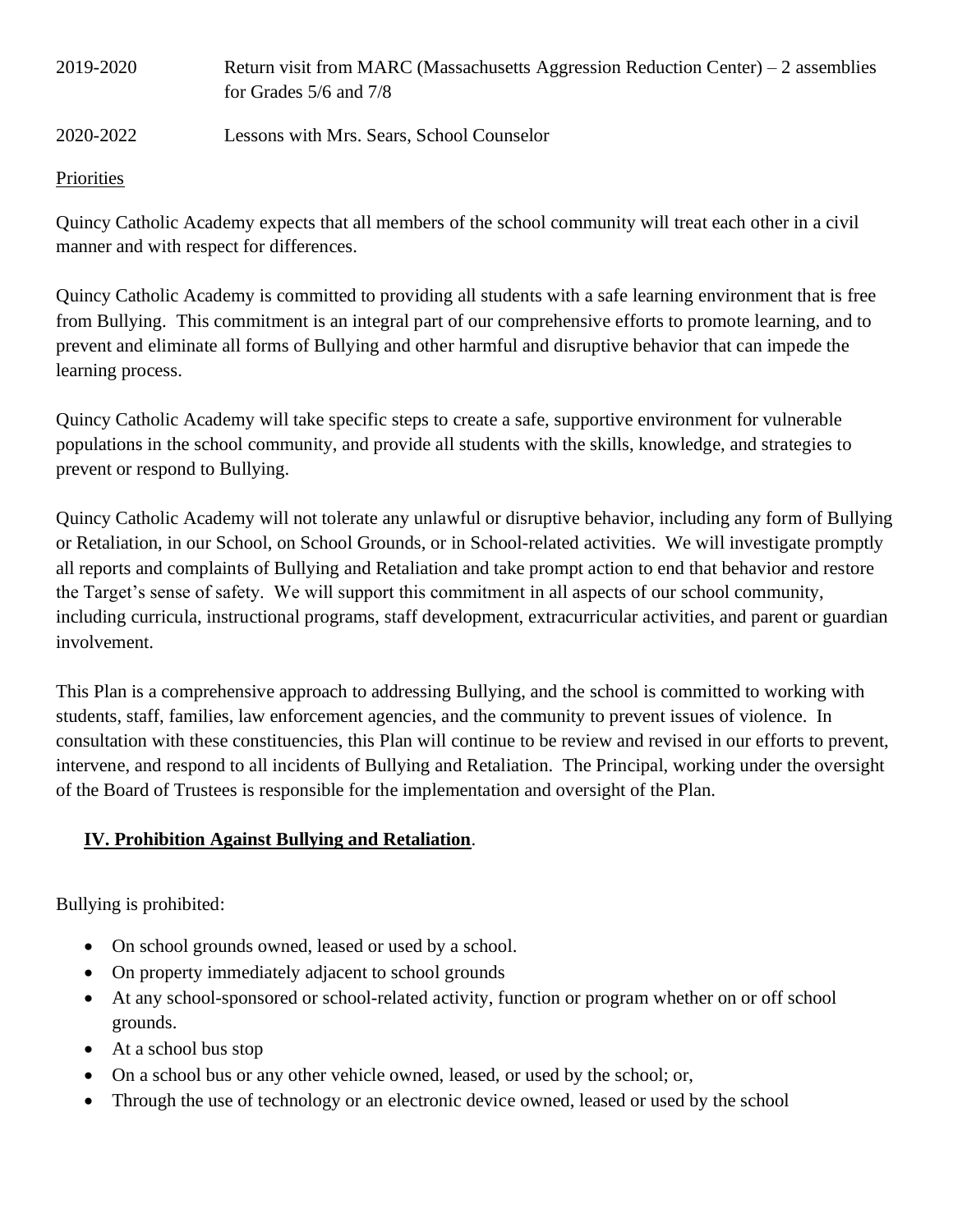| | |
|---|---|
| 2019-2020 | Return visit from MARC (Massachusetts Aggression Reduction Center) – 2 assemblies for Grades 5/6 and 7/8 |
| 2020-2022 | Lessons with Mrs. Sears, School Counselor |

Priorities

Quincy Catholic Academy expects that all members of the school community will treat each other in a civil manner and with respect for differences.

Quincy Catholic Academy is committed to providing all students with a safe learning environment that is free from Bullying. This commitment is an integral part of our comprehensive efforts to promote learning, and to prevent and eliminate all forms of Bullying and other harmful and disruptive behavior that can impede the learning process.

Quincy Catholic Academy will take specific steps to create a safe, supportive environment for vulnerable populations in the school community, and provide all students with the skills, knowledge, and strategies to prevent or respond to Bullying.

Quincy Catholic Academy will not tolerate any unlawful or disruptive behavior, including any form of Bullying or Retaliation, in our School, on School Grounds, or in School-related activities. We will investigate promptly all reports and complaints of Bullying and Retaliation and take prompt action to end that behavior and restore the Target's sense of safety. We will support this commitment in all aspects of our school community, including curricula, instructional programs, staff development, extracurricular activities, and parent or guardian involvement.

This Plan is a comprehensive approach to addressing Bullying, and the school is committed to working with students, staff, families, law enforcement agencies, and the community to prevent issues of violence. In consultation with these constituencies, this Plan will continue to be review and revised in our efforts to prevent, intervene, and respond to all incidents of Bullying and Retaliation. The Principal, working under the oversight of the Board of Trustees is responsible for the implementation and oversight of the Plan.

## **IV. Prohibition Against Bullying and Retaliation**.

Bullying is prohibited:

- On school grounds owned, leased or used by a school.
- On property immediately adjacent to school grounds
- At any school-sponsored or school-related activity, function or program whether on or off school grounds.
- At a school bus stop
- On a school bus or any other vehicle owned, leased, or used by the school; or,
- Through the use of technology or an electronic device owned, leased or used by the school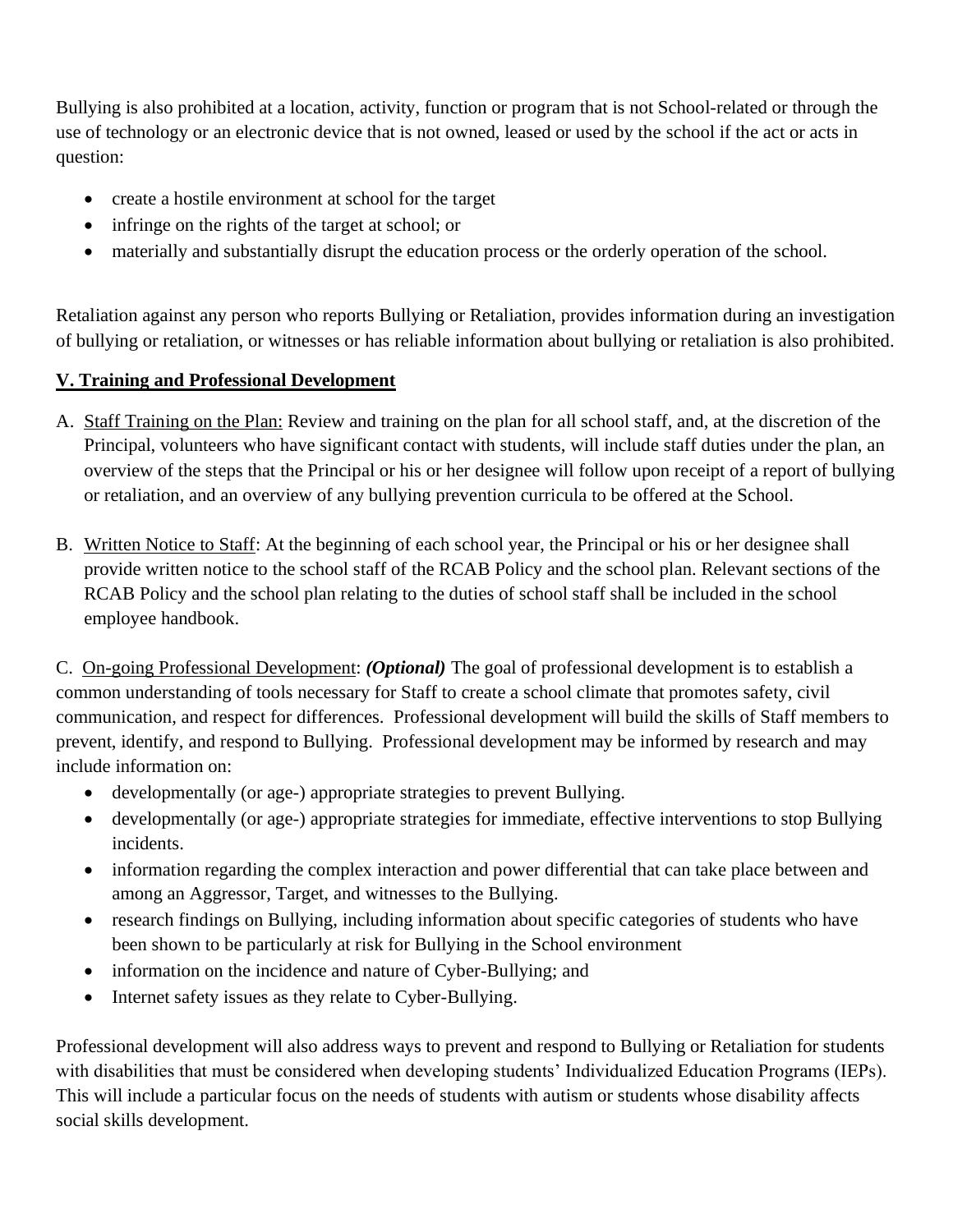Bullying is also prohibited at a location, activity, function or program that is not School-related or through the use of technology or an electronic device that is not owned, leased or used by the school if the act or acts in question:

- create a hostile environment at school for the target
- infringe on the rights of the target at school; or
- materially and substantially disrupt the education process or the orderly operation of the school.

Retaliation against any person who reports Bullying or Retaliation, provides information during an investigation of bullying or retaliation, or witnesses or has reliable information about bullying or retaliation is also prohibited.

## V. Training and Professional Development

A. Staff Training on the Plan: Review and training on the plan for all school staff, and, at the discretion of the Principal, volunteers who have significant contact with students, will include staff duties under the plan, an overview of the steps that the Principal or his or her designee will follow upon receipt of a report of bullying or retaliation, and an overview of any bullying prevention curricula to be offered at the School.

B. Written Notice to Staff: At the beginning of each school year, the Principal or his or her designee shall provide written notice to the school staff of the RCAB Policy and the school plan. Relevant sections of the RCAB Policy and the school plan relating to the duties of school staff shall be included in the school employee handbook.

C. On-going Professional Development: ***(Optional)*** The goal of professional development is to establish a common understanding of tools necessary for Staff to create a school climate that promotes safety, civil communication, and respect for differences. Professional development will build the skills of Staff members to prevent, identify, and respond to Bullying. Professional development may be informed by research and may include information on:

- developmentally (or age-) appropriate strategies to prevent Bullying.
- developmentally (or age-) appropriate strategies for immediate, effective interventions to stop Bullying incidents.
- information regarding the complex interaction and power differential that can take place between and among an Aggressor, Target, and witnesses to the Bullying.
- research findings on Bullying, including information about specific categories of students who have been shown to be particularly at risk for Bullying in the School environment
- information on the incidence and nature of Cyber-Bullying; and
- Internet safety issues as they relate to Cyber-Bullying.

Professional development will also address ways to prevent and respond to Bullying or Retaliation for students with disabilities that must be considered when developing students' Individualized Education Programs (IEPs). This will include a particular focus on the needs of students with autism or students whose disability affects social skills development.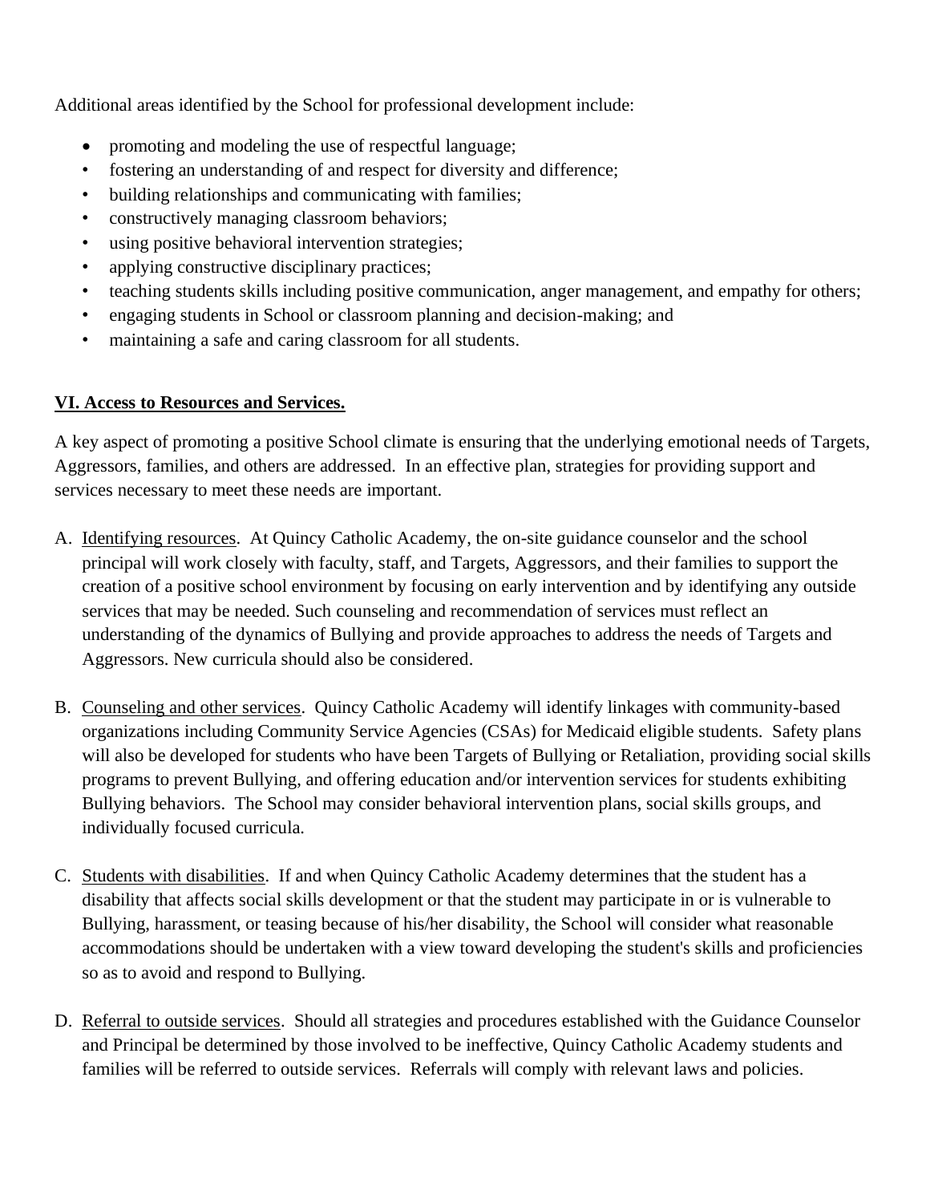Additional areas identified by the School for professional development include:

- promoting and modeling the use of respectful language;
- fostering an understanding of and respect for diversity and difference;
- building relationships and communicating with families;
- constructively managing classroom behaviors;
- using positive behavioral intervention strategies;
- applying constructive disciplinary practices;
- teaching students skills including positive communication, anger management, and empathy for others;
- engaging students in School or classroom planning and decision-making; and
- maintaining a safe and caring classroom for all students.

## VI. Access to Resources and Services.

A key aspect of promoting a positive School climate is ensuring that the underlying emotional needs of Targets, Aggressors, families, and others are addressed. In an effective plan, strategies for providing support and services necessary to meet these needs are important.

A. Identifying resources. At Quincy Catholic Academy, the on-site guidance counselor and the school principal will work closely with faculty, staff, and Targets, Aggressors, and their families to support the creation of a positive school environment by focusing on early intervention and by identifying any outside services that may be needed. Such counseling and recommendation of services must reflect an understanding of the dynamics of Bullying and provide approaches to address the needs of Targets and Aggressors. New curricula should also be considered.

B. Counseling and other services. Quincy Catholic Academy will identify linkages with community-based organizations including Community Service Agencies (CSAs) for Medicaid eligible students. Safety plans will also be developed for students who have been Targets of Bullying or Retaliation, providing social skills programs to prevent Bullying, and offering education and/or intervention services for students exhibiting Bullying behaviors. The School may consider behavioral intervention plans, social skills groups, and individually focused curricula.

C. Students with disabilities. If and when Quincy Catholic Academy determines that the student has a disability that affects social skills development or that the student may participate in or is vulnerable to Bullying, harassment, or teasing because of his/her disability, the School will consider what reasonable accommodations should be undertaken with a view toward developing the student's skills and proficiencies so as to avoid and respond to Bullying.

D. Referral to outside services. Should all strategies and procedures established with the Guidance Counselor and Principal be determined by those involved to be ineffective, Quincy Catholic Academy students and families will be referred to outside services. Referrals will comply with relevant laws and policies.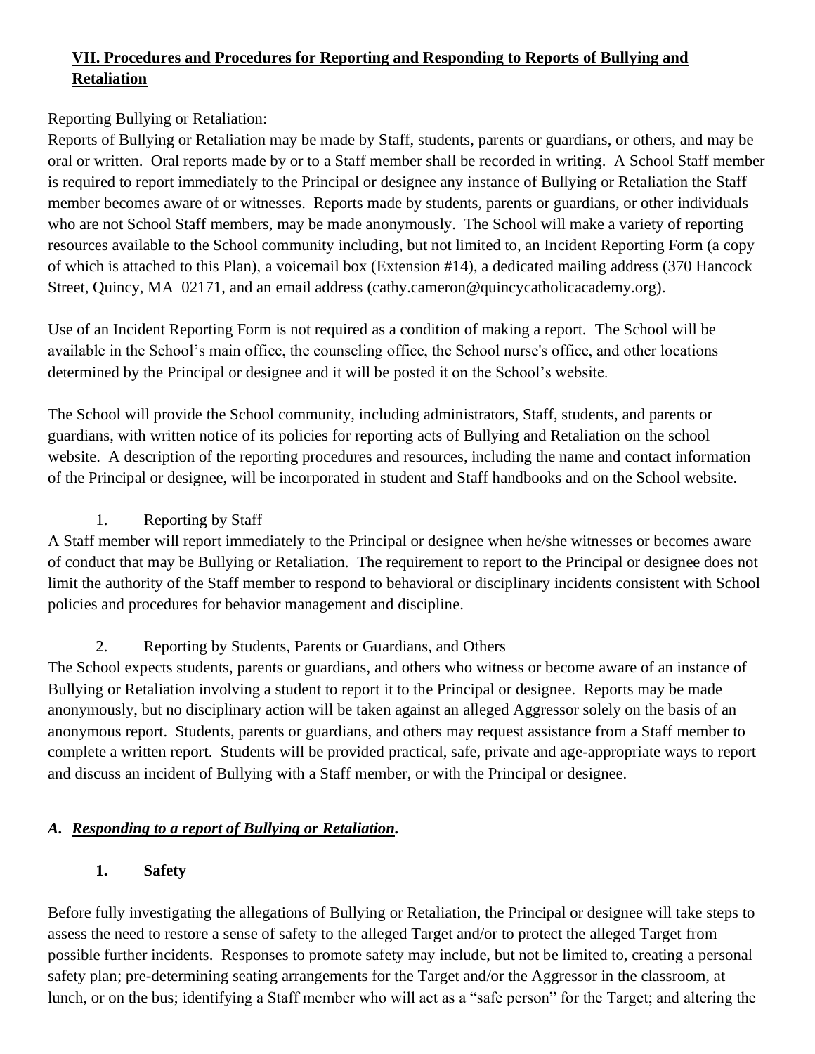## **VII. Procedures and Procedures for Reporting and Responding to Reports of Bullying and Retaliation**

Reporting Bullying or Retaliation:

Reports of Bullying or Retaliation may be made by Staff, students, parents or guardians, or others, and may be oral or written. Oral reports made by or to a Staff member shall be recorded in writing. A School Staff member is required to report immediately to the Principal or designee any instance of Bullying or Retaliation the Staff member becomes aware of or witnesses. Reports made by students, parents or guardians, or other individuals who are not School Staff members, may be made anonymously. The School will make a variety of reporting resources available to the School community including, but not limited to, an Incident Reporting Form (a copy of which is attached to this Plan), a voicemail box (Extension #14), a dedicated mailing address (370 Hancock Street, Quincy, MA 02171, and an email address (cathy.cameron@quincycatholicacademy.org).

Use of an Incident Reporting Form is not required as a condition of making a report. The School will be available in the School's main office, the counseling office, the School nurse's office, and other locations determined by the Principal or designee and it will be posted it on the School's website.

The School will provide the School community, including administrators, Staff, students, and parents or guardians, with written notice of its policies for reporting acts of Bullying and Retaliation on the school website. A description of the reporting procedures and resources, including the name and contact information of the Principal or designee, will be incorporated in student and Staff handbooks and on the School website.

1. Reporting by Staff

A Staff member will report immediately to the Principal or designee when he/she witnesses or becomes aware of conduct that may be Bullying or Retaliation. The requirement to report to the Principal or designee does not limit the authority of the Staff member to respond to behavioral or disciplinary incidents consistent with School policies and procedures for behavior management and discipline.

2. Reporting by Students, Parents or Guardians, and Others

The School expects students, parents or guardians, and others who witness or become aware of an instance of Bullying or Retaliation involving a student to report it to the Principal or designee. Reports may be made anonymously, but no disciplinary action will be taken against an alleged Aggressor solely on the basis of an anonymous report. Students, parents or guardians, and others may request assistance from a Staff member to complete a written report. Students will be provided practical, safe, private and age-appropriate ways to report and discuss an incident of Bullying with a Staff member, or with the Principal or designee.

### *A. Responding to a report of Bullying or Retaliation.*

**1. Safety**

Before fully investigating the allegations of Bullying or Retaliation, the Principal or designee will take steps to assess the need to restore a sense of safety to the alleged Target and/or to protect the alleged Target from possible further incidents. Responses to promote safety may include, but not be limited to, creating a personal safety plan; pre-determining seating arrangements for the Target and/or the Aggressor in the classroom, at lunch, or on the bus; identifying a Staff member who will act as a "safe person" for the Target; and altering the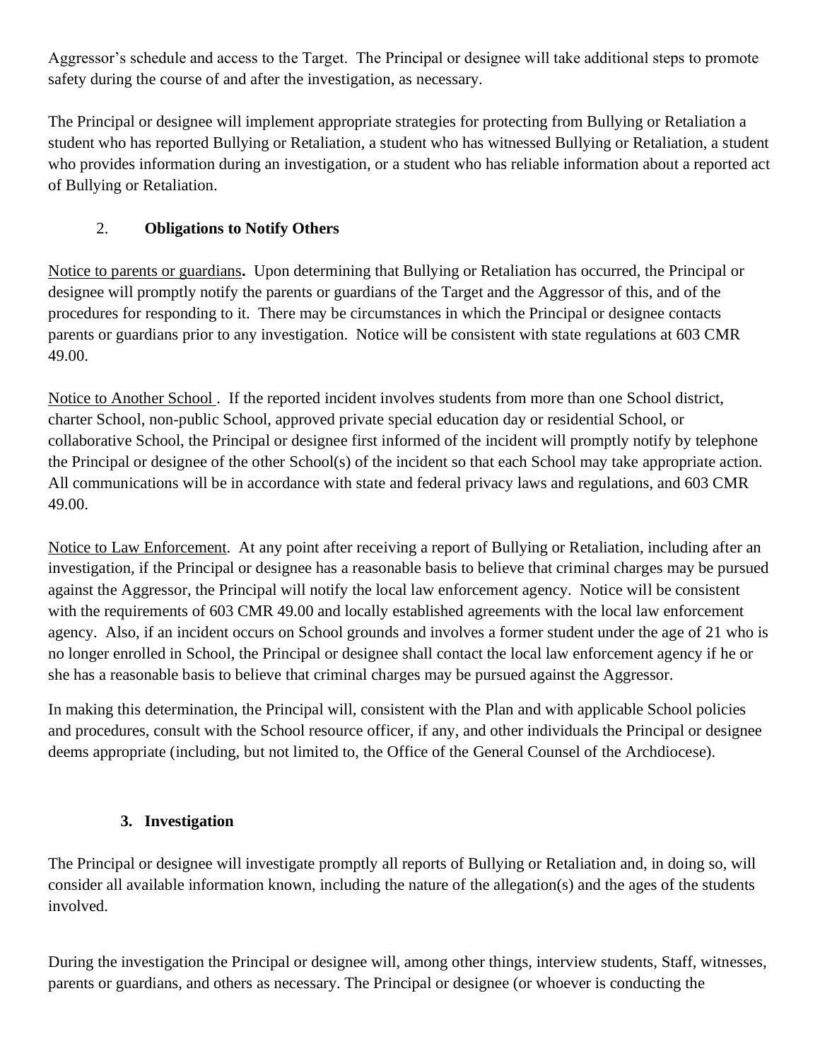Aggressor's schedule and access to the Target. The Principal or designee will take additional steps to promote safety during the course of and after the investigation, as necessary.

The Principal or designee will implement appropriate strategies for protecting from Bullying or Retaliation a student who has reported Bullying or Retaliation, a student who has witnessed Bullying or Retaliation, a student who provides information during an investigation, or a student who has reliable information about a reported act of Bullying or Retaliation.

### 2. **Obligations to Notify Others**

Notice to parents or guardians**.** Upon determining that Bullying or Retaliation has occurred, the Principal or designee will promptly notify the parents or guardians of the Target and the Aggressor of this, and of the procedures for responding to it. There may be circumstances in which the Principal or designee contacts parents or guardians prior to any investigation. Notice will be consistent with state regulations at 603 CMR 49.00.

Notice to Another School . If the reported incident involves students from more than one School district, charter School, non-public School, approved private special education day or residential School, or collaborative School, the Principal or designee first informed of the incident will promptly notify by telephone the Principal or designee of the other School(s) of the incident so that each School may take appropriate action. All communications will be in accordance with state and federal privacy laws and regulations, and 603 CMR 49.00.

Notice to Law Enforcement. At any point after receiving a report of Bullying or Retaliation, including after an investigation, if the Principal or designee has a reasonable basis to believe that criminal charges may be pursued against the Aggressor, the Principal will notify the local law enforcement agency. Notice will be consistent with the requirements of 603 CMR 49.00 and locally established agreements with the local law enforcement agency. Also, if an incident occurs on School grounds and involves a former student under the age of 21 who is no longer enrolled in School, the Principal or designee shall contact the local law enforcement agency if he or she has a reasonable basis to believe that criminal charges may be pursued against the Aggressor.

In making this determination, the Principal will, consistent with the Plan and with applicable School policies and procedures, consult with the School resource officer, if any, and other individuals the Principal or designee deems appropriate (including, but not limited to, the Office of the General Counsel of the Archdiocese).

### 3. **Investigation**

The Principal or designee will investigate promptly all reports of Bullying or Retaliation and, in doing so, will consider all available information known, including the nature of the allegation(s) and the ages of the students involved.

During the investigation the Principal or designee will, among other things, interview students, Staff, witnesses, parents or guardians, and others as necessary. The Principal or designee (or whoever is conducting the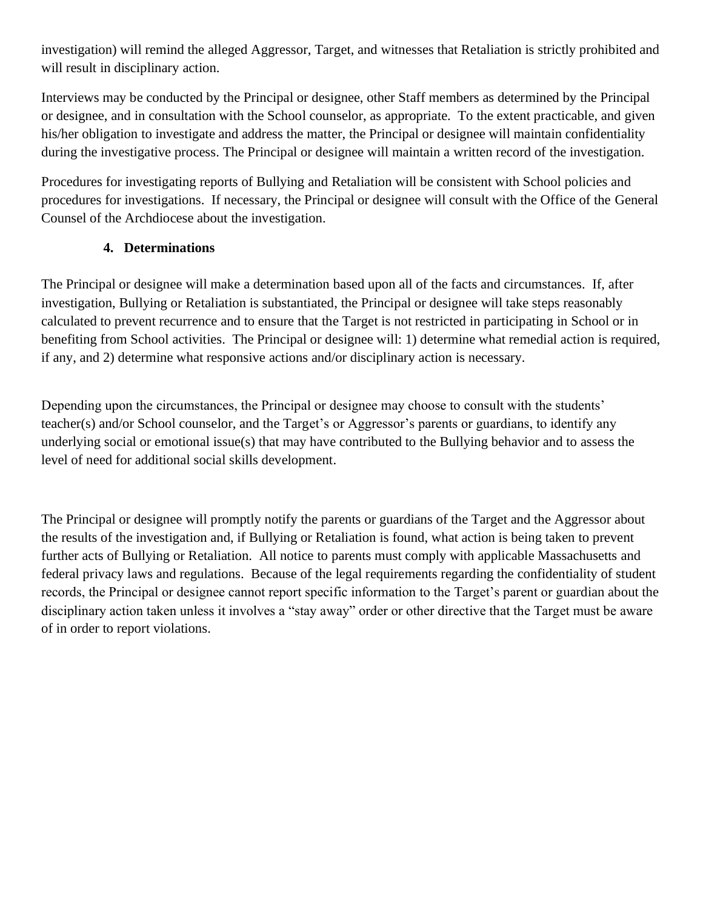investigation) will remind the alleged Aggressor, Target, and witnesses that Retaliation is strictly prohibited and will result in disciplinary action.

Interviews may be conducted by the Principal or designee, other Staff members as determined by the Principal or designee, and in consultation with the School counselor, as appropriate. To the extent practicable, and given his/her obligation to investigate and address the matter, the Principal or designee will maintain confidentiality during the investigative process. The Principal or designee will maintain a written record of the investigation.

Procedures for investigating reports of Bullying and Retaliation will be consistent with School policies and procedures for investigations. If necessary, the Principal or designee will consult with the Office of the General Counsel of the Archdiocese about the investigation.

**4. Determinations**

The Principal or designee will make a determination based upon all of the facts and circumstances. If, after investigation, Bullying or Retaliation is substantiated, the Principal or designee will take steps reasonably calculated to prevent recurrence and to ensure that the Target is not restricted in participating in School or in benefiting from School activities. The Principal or designee will: 1) determine what remedial action is required, if any, and 2) determine what responsive actions and/or disciplinary action is necessary.

Depending upon the circumstances, the Principal or designee may choose to consult with the students' teacher(s) and/or School counselor, and the Target's or Aggressor's parents or guardians, to identify any underlying social or emotional issue(s) that may have contributed to the Bullying behavior and to assess the level of need for additional social skills development.

The Principal or designee will promptly notify the parents or guardians of the Target and the Aggressor about the results of the investigation and, if Bullying or Retaliation is found, what action is being taken to prevent further acts of Bullying or Retaliation. All notice to parents must comply with applicable Massachusetts and federal privacy laws and regulations. Because of the legal requirements regarding the confidentiality of student records, the Principal or designee cannot report specific information to the Target's parent or guardian about the disciplinary action taken unless it involves a "stay away" order or other directive that the Target must be aware of in order to report violations.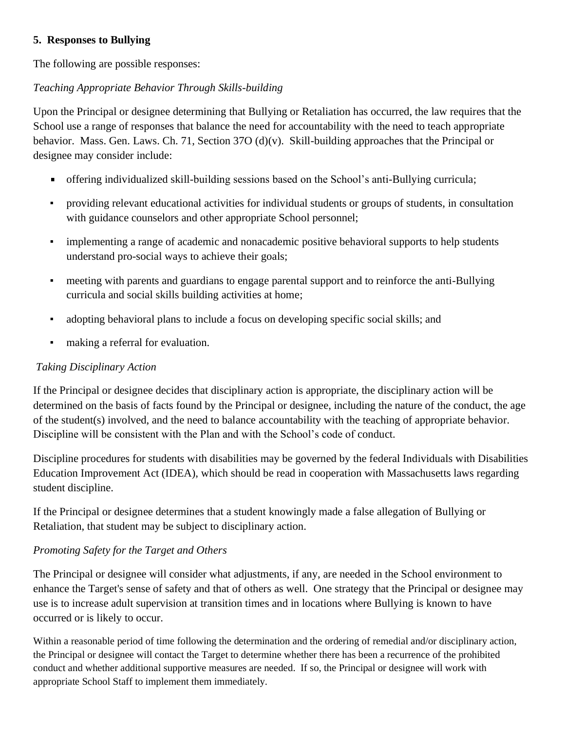**5. Responses to Bullying**

The following are possible responses:

*Teaching Appropriate Behavior Through Skills-building*

Upon the Principal or designee determining that Bullying or Retaliation has occurred, the law requires that the School use a range of responses that balance the need for accountability with the need to teach appropriate behavior. Mass. Gen. Laws. Ch. 71, Section 37O (d)(v). Skill-building approaches that the Principal or designee may consider include:

- offering individualized skill-building sessions based on the School's anti-Bullying curricula;
- providing relevant educational activities for individual students or groups of students, in consultation with guidance counselors and other appropriate School personnel;
- implementing a range of academic and nonacademic positive behavioral supports to help students understand pro-social ways to achieve their goals;
- meeting with parents and guardians to engage parental support and to reinforce the anti-Bullying curricula and social skills building activities at home;
- adopting behavioral plans to include a focus on developing specific social skills; and
- making a referral for evaluation.

*Taking Disciplinary Action*

If the Principal or designee decides that disciplinary action is appropriate, the disciplinary action will be determined on the basis of facts found by the Principal or designee, including the nature of the conduct, the age of the student(s) involved, and the need to balance accountability with the teaching of appropriate behavior. Discipline will be consistent with the Plan and with the School's code of conduct.

Discipline procedures for students with disabilities may be governed by the federal Individuals with Disabilities Education Improvement Act (IDEA), which should be read in cooperation with Massachusetts laws regarding student discipline.

If the Principal or designee determines that a student knowingly made a false allegation of Bullying or Retaliation, that student may be subject to disciplinary action.

*Promoting Safety for the Target and Others*

The Principal or designee will consider what adjustments, if any, are needed in the School environment to enhance the Target's sense of safety and that of others as well. One strategy that the Principal or designee may use is to increase adult supervision at transition times and in locations where Bullying is known to have occurred or is likely to occur.

Within a reasonable period of time following the determination and the ordering of remedial and/or disciplinary action, the Principal or designee will contact the Target to determine whether there has been a recurrence of the prohibited conduct and whether additional supportive measures are needed. If so, the Principal or designee will work with appropriate School Staff to implement them immediately.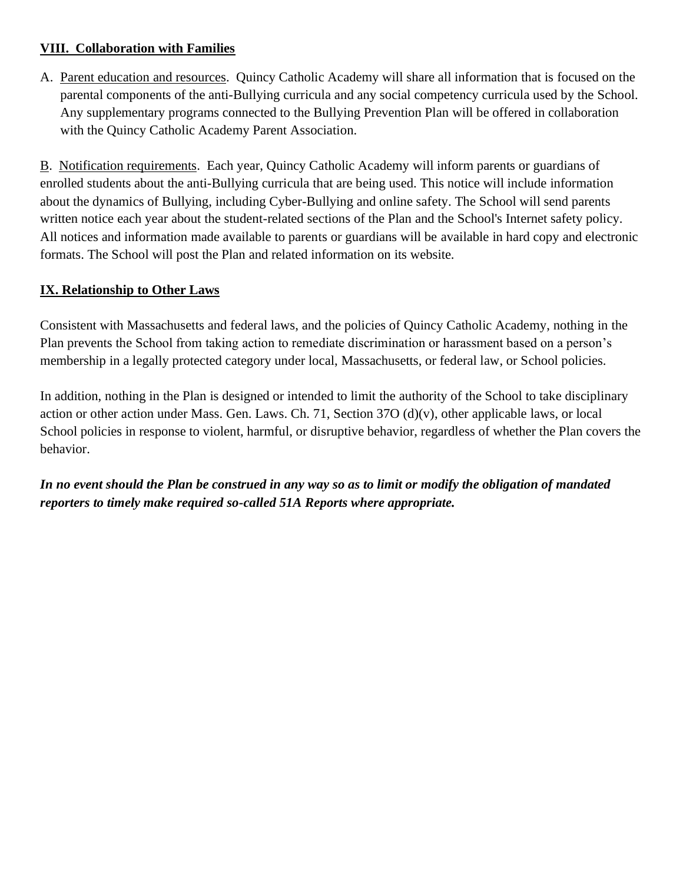## VIII. Collaboration with Families

A. Parent education and resources. Quincy Catholic Academy will share all information that is focused on the parental components of the anti-Bullying curricula and any social competency curricula used by the School. Any supplementary programs connected to the Bullying Prevention Plan will be offered in collaboration with the Quincy Catholic Academy Parent Association.

B. Notification requirements. Each year, Quincy Catholic Academy will inform parents or guardians of enrolled students about the anti-Bullying curricula that are being used. This notice will include information about the dynamics of Bullying, including Cyber-Bullying and online safety. The School will send parents written notice each year about the student-related sections of the Plan and the School's Internet safety policy. All notices and information made available to parents or guardians will be available in hard copy and electronic formats. The School will post the Plan and related information on its website.

## IX. Relationship to Other Laws

Consistent with Massachusetts and federal laws, and the policies of Quincy Catholic Academy, nothing in the Plan prevents the School from taking action to remediate discrimination or harassment based on a person's membership in a legally protected category under local, Massachusetts, or federal law, or School policies.

In addition, nothing in the Plan is designed or intended to limit the authority of the School to take disciplinary action or other action under Mass. Gen. Laws. Ch. 71, Section 37O (d)(v), other applicable laws, or local School policies in response to violent, harmful, or disruptive behavior, regardless of whether the Plan covers the behavior.

***In no event should the Plan be construed in any way so as to limit or modify the obligation of mandated reporters to timely make required so-called 51A Reports where appropriate.***